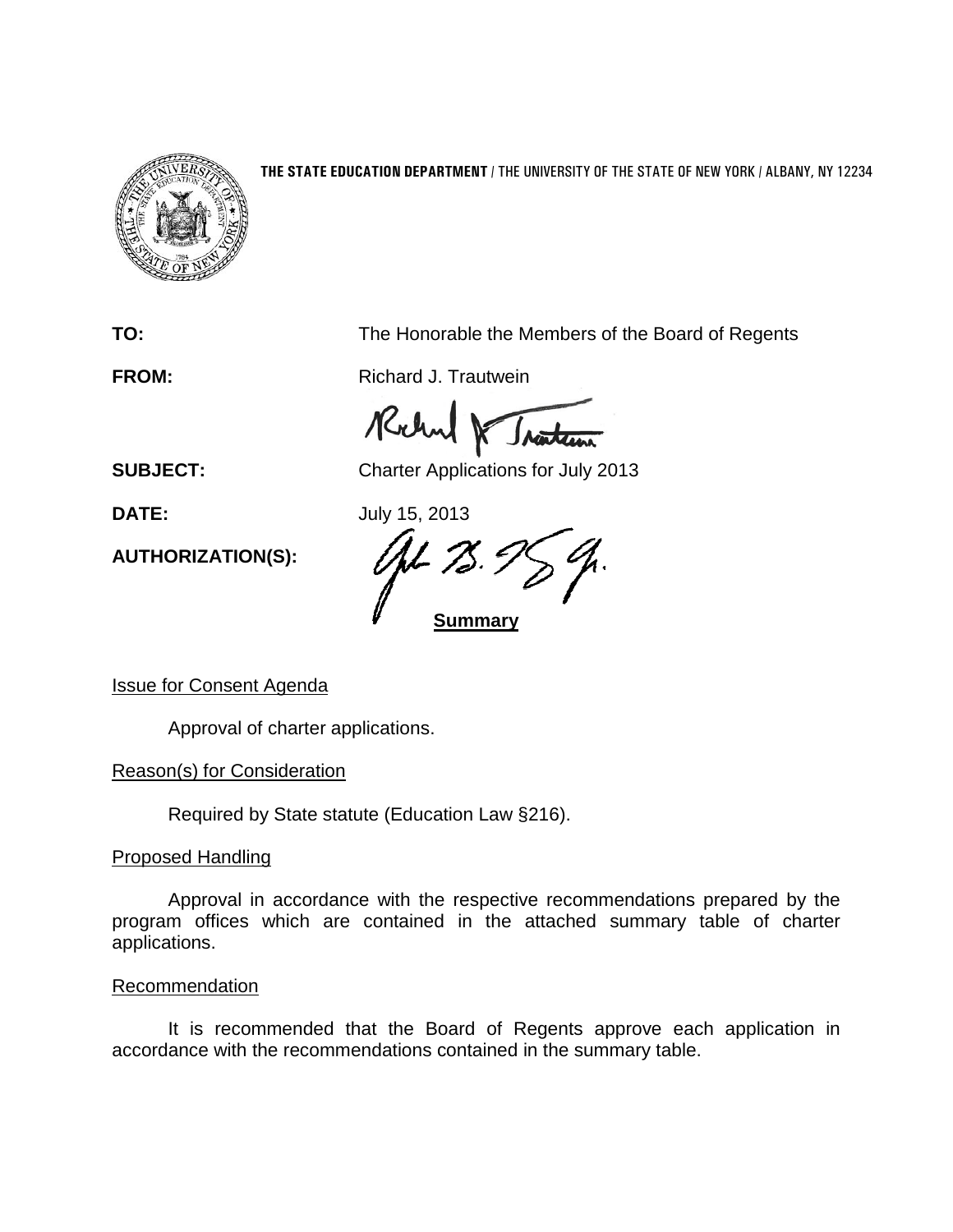**THE STATE EDUCATION DEPARTMENT** / THE UNIVERSITY OF THE STATE OF NEW YORK / ALBANY, NY 12234

**TO:** The Honorable the Members of the Board of Regents

**FROM:** Richard J. Trautwein

**SUBJECT:** Charter Applications for July 2013

**DATE:** July 15, 2013

**AUTHORIZATION(S):**

**Summary**

Issue for Consent Agenda

Approval of charter applications.

Reason(s) for Consideration

Required by State statute (Education Law §216).

Proposed Handling

Approval in accordance with the respective recommendations prepared by the program offices which are contained in the attached summary table of charter applications.

Recommendation

It is recommended that the Board of Regents approve each application in accordance with the recommendations contained in the summary table.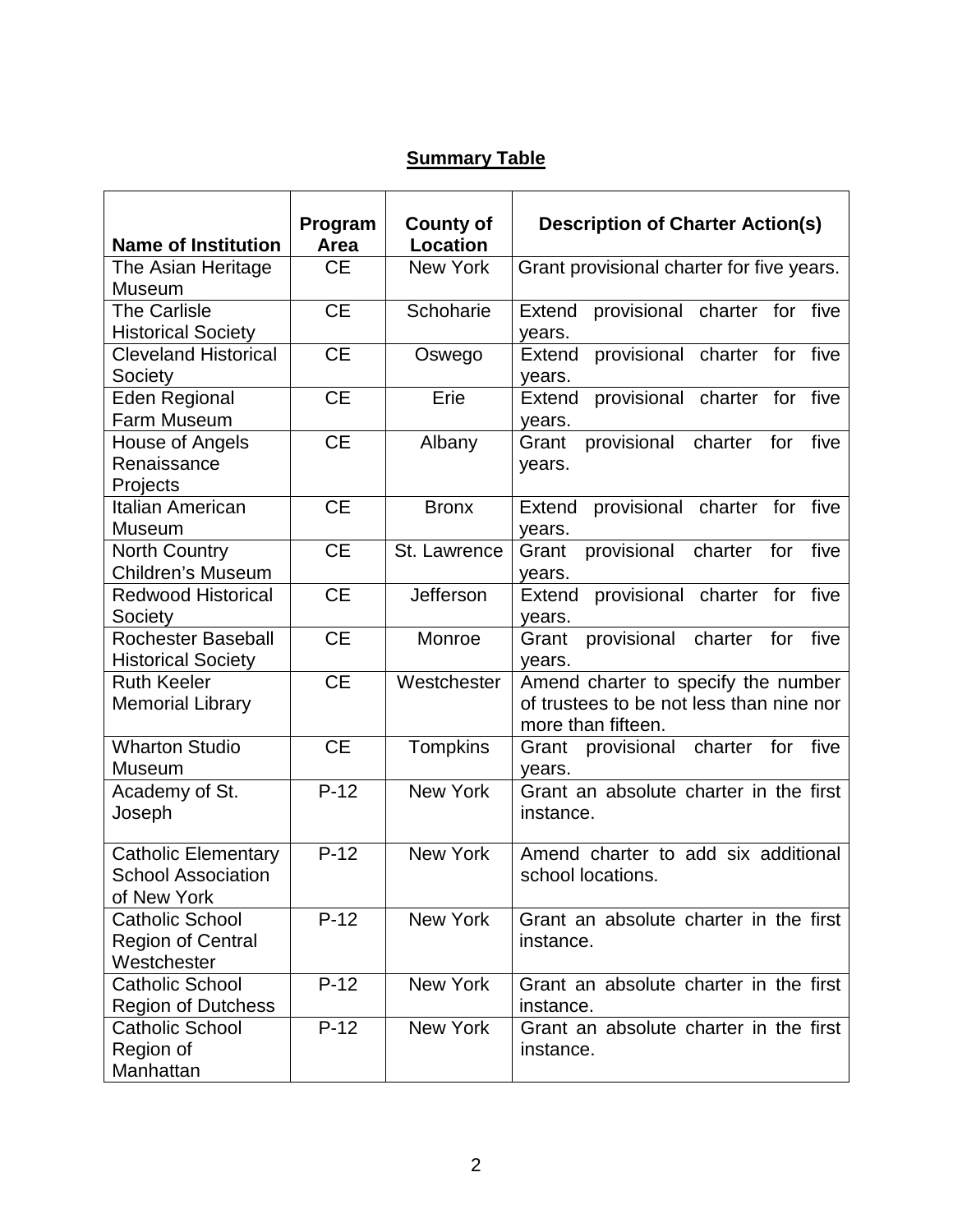**Summary Table**

| Name of Institution | Program Area | County of Location | Description of Charter Action(s) |
|---|---|---|---|
| The Asian Heritage Museum | CE | New York | Grant provisional charter for five years. |
| The Carlisle Historical Society | CE | Schoharie | Extend provisional charter for five years. |
| Cleveland Historical Society | CE | Oswego | Extend provisional charter for five years. |
| Eden Regional Farm Museum | CE | Erie | Extend provisional charter for five years. |
| House of Angels Renaissance Projects | CE | Albany | Grant provisional charter for five years. |
| Italian American Museum | CE | Bronx | Extend provisional charter for five years. |
| North Country Children's Museum | CE | St. Lawrence | Grant provisional charter for five years. |
| Redwood Historical Society | CE | Jefferson | Extend provisional charter for five years. |
| Rochester Baseball Historical Society | CE | Monroe | Grant provisional charter for five years. |
| Ruth Keeler Memorial Library | CE | Westchester | Amend charter to specify the number of trustees to be not less than nine nor more than fifteen. |
| Wharton Studio Museum | CE | Tompkins | Grant provisional charter for five years. |
| Academy of St. Joseph | P-12 | New York | Grant an absolute charter in the first instance. |
| Catholic Elementary School Association of New York | P-12 | New York | Amend charter to add six additional school locations. |
| Catholic School Region of Central Westchester | P-12 | New York | Grant an absolute charter in the first instance. |
| Catholic School Region of Dutchess | P-12 | New York | Grant an absolute charter in the first instance. |
| Catholic School Region of Manhattan | P-12 | New York | Grant an absolute charter in the first instance. |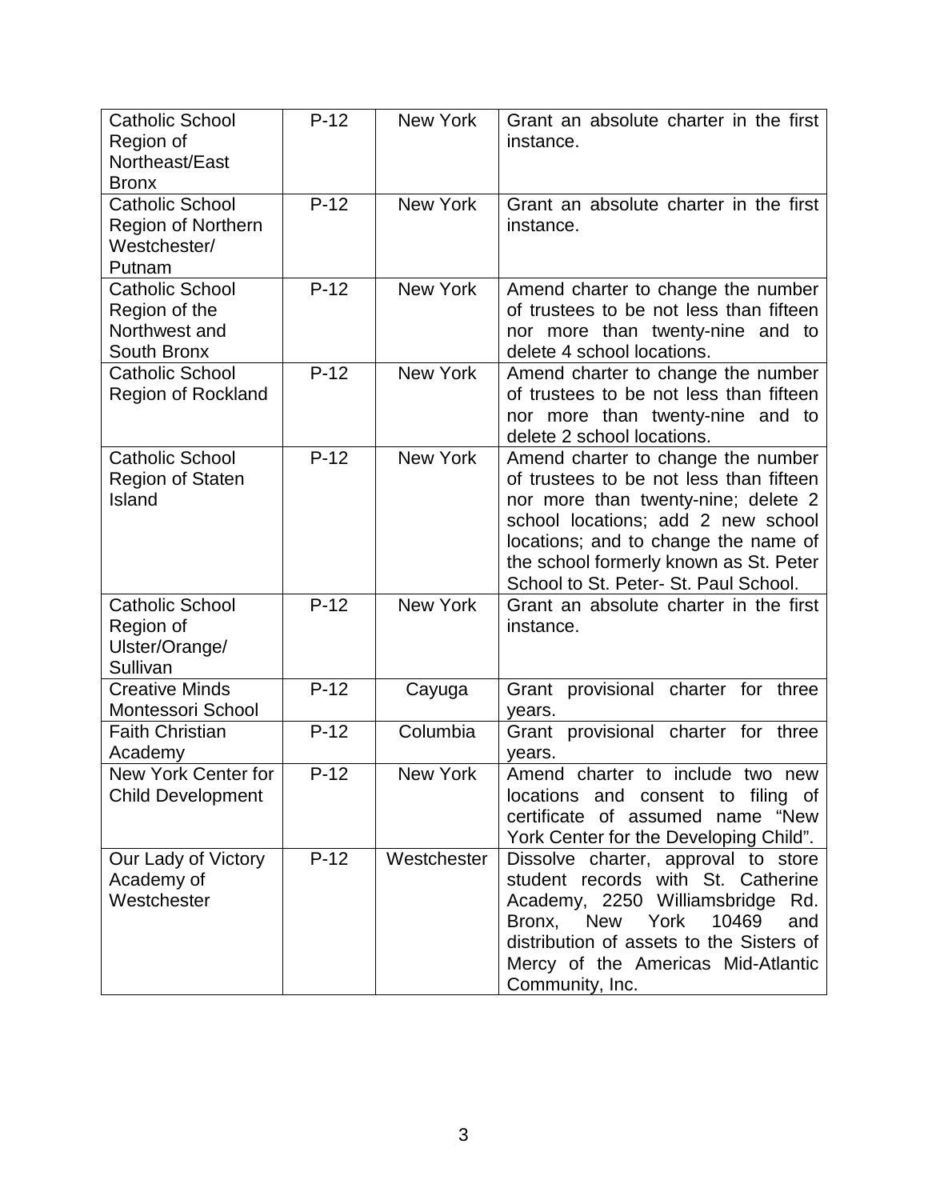| Catholic School Region of Northeast/East Bronx | P-12 | New York | Grant an absolute charter in the first instance. |
|---|---|---|---|
| Catholic School Region of Northern Westchester/ Putnam | P-12 | New York | Grant an absolute charter in the first instance. |
| Catholic School Region of the Northwest and South Bronx | P-12 | New York | Amend charter to change the number of trustees to be not less than fifteen nor more than twenty-nine and to delete 4 school locations. |
| Catholic School Region of Rockland | P-12 | New York | Amend charter to change the number of trustees to be not less than fifteen nor more than twenty-nine and to delete 2 school locations. |
| Catholic School Region of Staten Island | P-12 | New York | Amend charter to change the number of trustees to be not less than fifteen nor more than twenty-nine; delete 2 school locations; add 2 new school locations; and to change the name of the school formerly known as St. Peter School to St. Peter- St. Paul School. |
| Catholic School Region of Ulster/Orange/ Sullivan | P-12 | New York | Grant an absolute charter in the first instance. |
| Creative Minds Montessori School | P-12 | Cayuga | Grant provisional charter for three years. |
| Faith Christian Academy | P-12 | Columbia | Grant provisional charter for three years. |
| New York Center for Child Development | P-12 | New York | Amend charter to include two new locations and consent to filing of certificate of assumed name "New York Center for the Developing Child". |
| Our Lady of Victory Academy of Westchester | P-12 | Westchester | Dissolve charter, approval to store student records with St. Catherine Academy, 2250 Williamsbridge Rd. Bronx, New York 10469 and distribution of assets to the Sisters of Mercy of the Americas Mid-Atlantic Community, Inc. |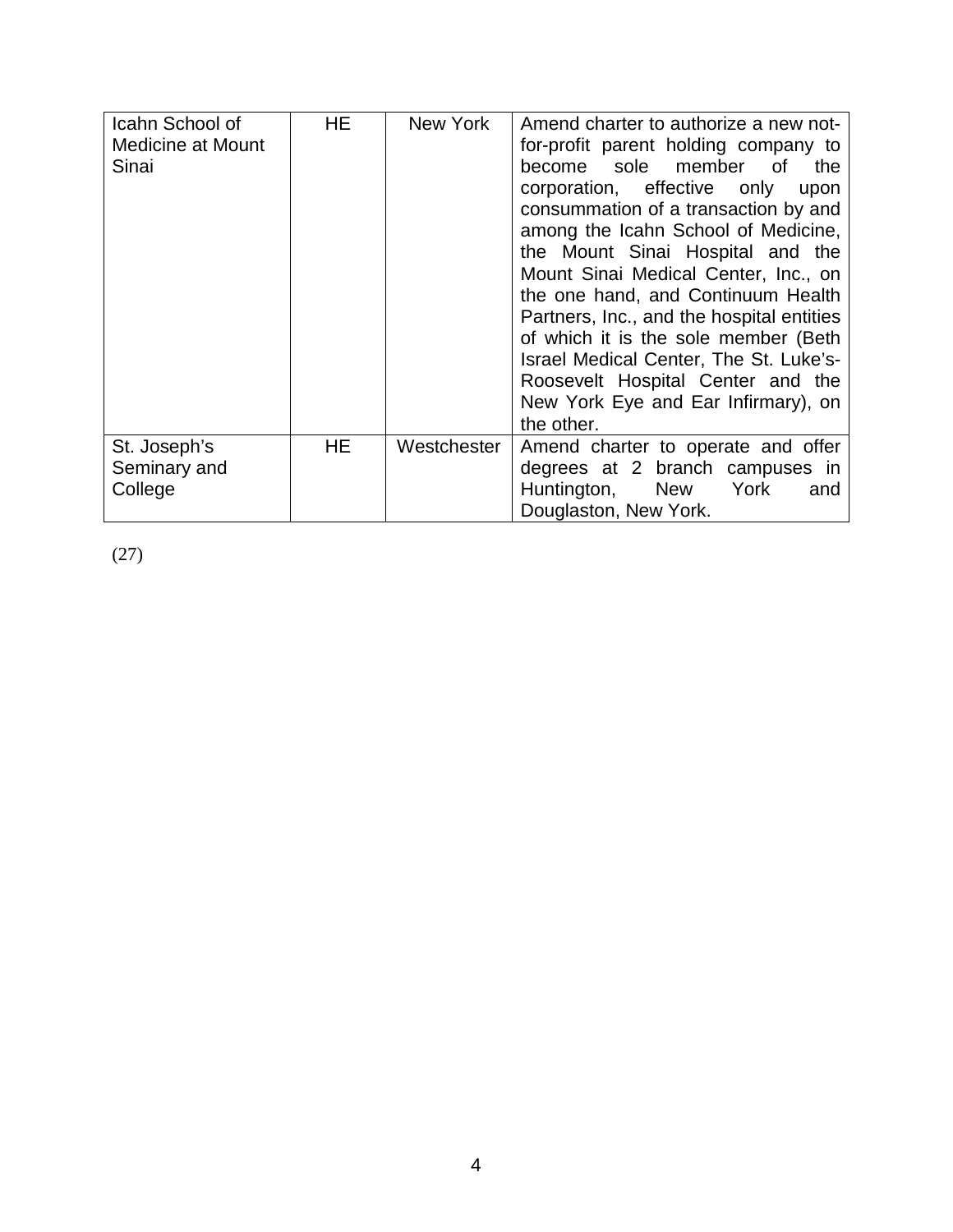| | | | |
|---|---|---|---|
| Icahn School of Medicine at Mount Sinai | HE | New York | Amend charter to authorize a new not-for-profit parent holding company to become sole member of the corporation, effective only upon consummation of a transaction by and among the Icahn School of Medicine, the Mount Sinai Hospital and the Mount Sinai Medical Center, Inc., on the one hand, and Continuum Health Partners, Inc., and the hospital entities of which it is the sole member (Beth Israel Medical Center, The St. Luke's-Roosevelt Hospital Center and the New York Eye and Ear Infirmary), on the other. |
| St. Joseph's Seminary and College | HE | Westchester | Amend charter to operate and offer degrees at 2 branch campuses in Huntington, New York and Douglaston, New York. |

(27)